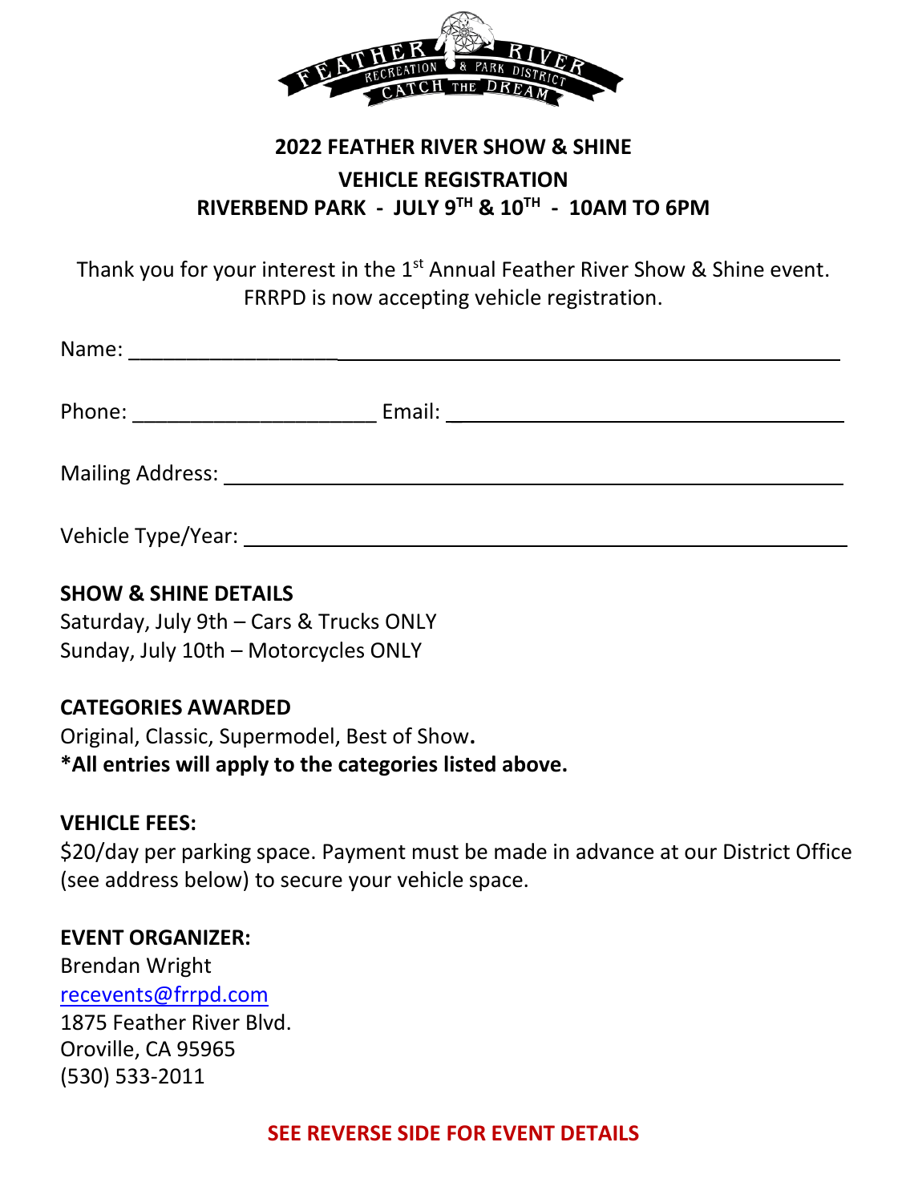FEATHER RIVER RECREATION & PARK DISTRICT CATCH THE DREAM

## 2022 FEATHER RIVER SHOW & SHINE

## VEHICLE REGISTRATION

## RIVERBEND PARK - JULY 9TH & 10TH - 10AM TO 6PM

Thank you for your interest in the 1st Annual Feather River Show & Shine event. FRRPD is now accepting vehicle registration.

Name: ________________________________________________

Phone: ____________________ Email: ____________________________

Mailing Address: ________________________________________

Vehicle Type/Year: ______________________________________

**SHOW & SHINE DETAILS**

Saturday, July 9th – Cars & Trucks ONLY

Sunday, July 10th – Motorcycles ONLY

**CATEGORIES AWARDED**

Original, Classic, Supermodel, Best of Show.

**\*All entries will apply to the categories listed above.**

**VEHICLE FEES:**

$20/day per parking space. Payment must be made in advance at our District Office (see address below) to secure your vehicle space.

**EVENT ORGANIZER:**

Brendan Wright

recevents@frrpd.com

1875 Feather River Blvd.

Oroville, CA 95965

(530) 533-2011

**SEE REVERSE SIDE FOR EVENT DETAILS**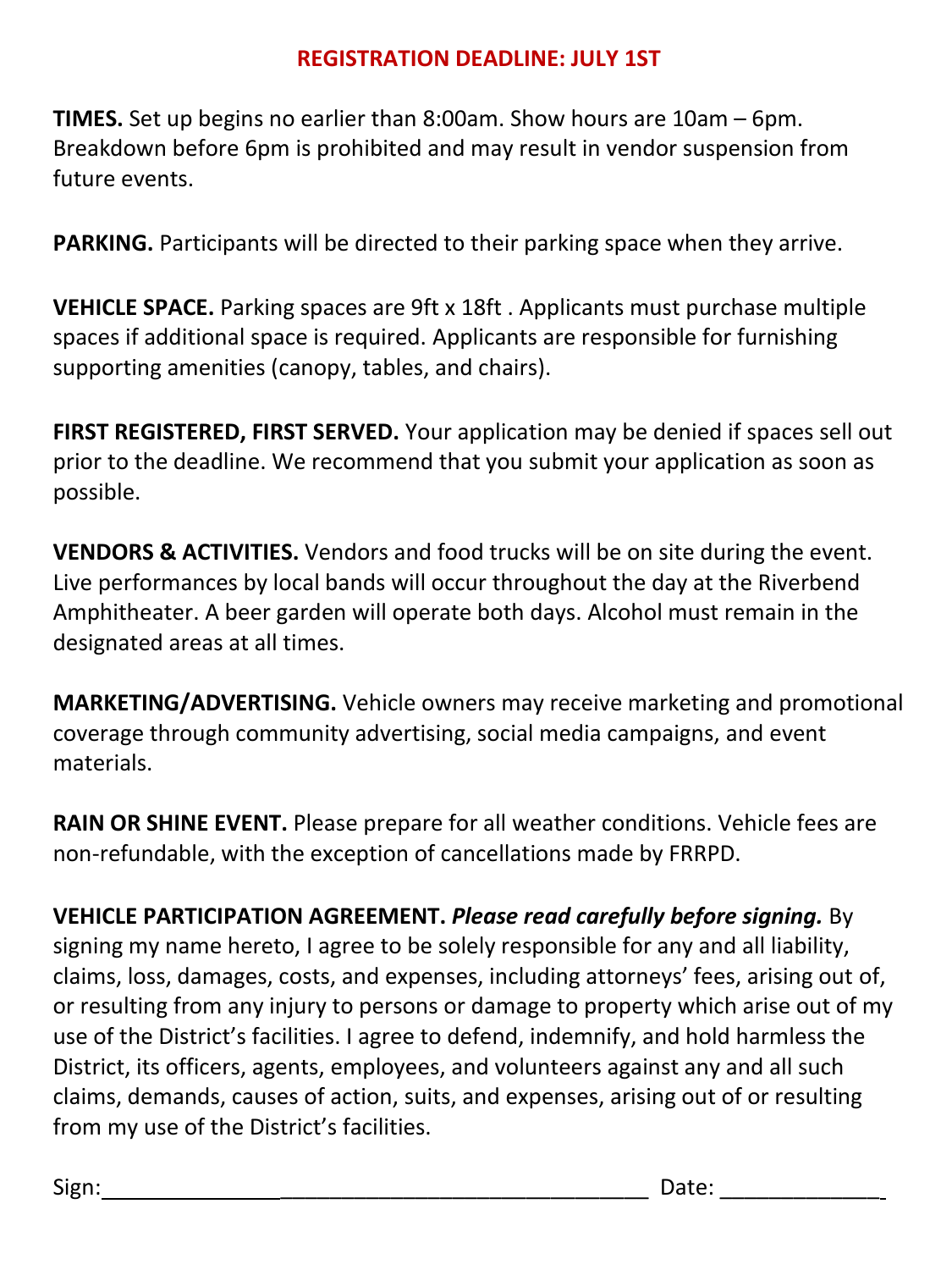**REGISTRATION DEADLINE: JULY 1ST**

**TIMES.** Set up begins no earlier than 8:00am. Show hours are 10am – 6pm. Breakdown before 6pm is prohibited and may result in vendor suspension from future events.

**PARKING.** Participants will be directed to their parking space when they arrive.

**VEHICLE SPACE.** Parking spaces are 9ft x 18ft . Applicants must purchase multiple spaces if additional space is required. Applicants are responsible for furnishing supporting amenities (canopy, tables, and chairs).

**FIRST REGISTERED, FIRST SERVED.** Your application may be denied if spaces sell out prior to the deadline. We recommend that you submit your application as soon as possible.

**VENDORS & ACTIVITIES.** Vendors and food trucks will be on site during the event. Live performances by local bands will occur throughout the day at the Riverbend Amphitheater. A beer garden will operate both days. Alcohol must remain in the designated areas at all times.

**MARKETING/ADVERTISING.** Vehicle owners may receive marketing and promotional coverage through community advertising, social media campaigns, and event materials.

**RAIN OR SHINE EVENT.** Please prepare for all weather conditions. Vehicle fees are non-refundable, with the exception of cancellations made by FRRPD.

**VEHICLE PARTICIPATION AGREEMENT.** ***Please read carefully before signing.*** By signing my name hereto, I agree to be solely responsible for any and all liability, claims, loss, damages, costs, and expenses, including attorneys' fees, arising out of, or resulting from any injury to persons or damage to property which arise out of my use of the District's facilities. I agree to defend, indemnify, and hold harmless the District, its officers, agents, employees, and volunteers against any and all such claims, demands, causes of action, suits, and expenses, arising out of or resulting from my use of the District's facilities.

Sign:_____________________________________________ Date: _____________